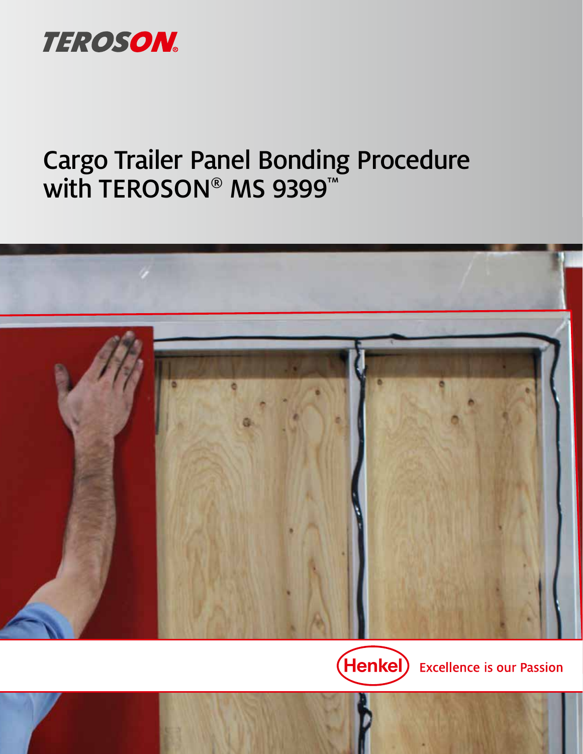TEROSON®

# Cargo Trailer Panel Bonding Procedure with TEROSON® MS 9399™

Henkel

Excellence is our Passion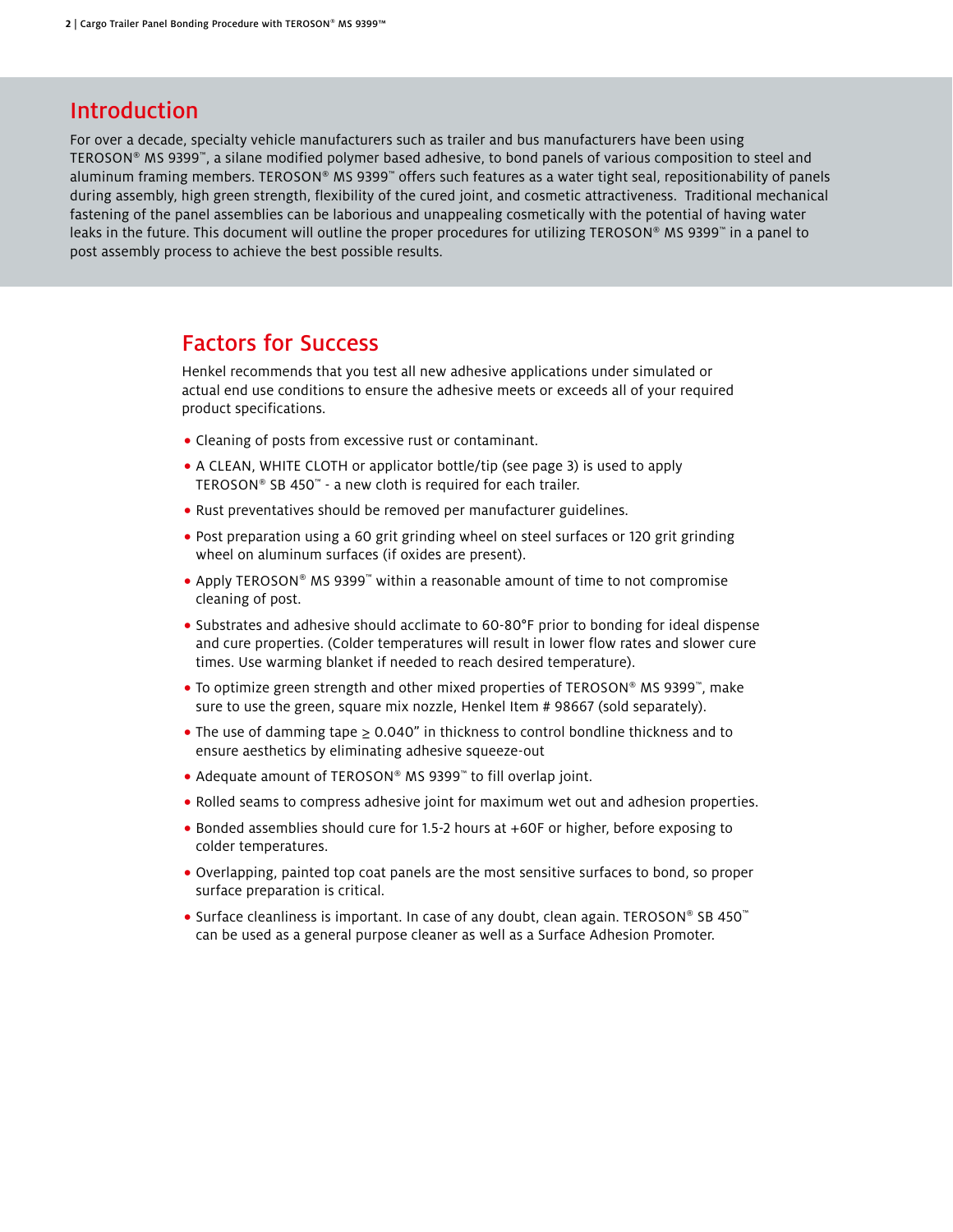## Introduction

For over a decade, specialty vehicle manufacturers such as trailer and bus manufacturers have been using TEROSON® MS 9399™, a silane modified polymer based adhesive, to bond panels of various composition to steel and aluminum framing members. TEROSON® MS 9399™ offers such features as a water tight seal, repositionability of panels during assembly, high green strength, flexibility of the cured joint, and cosmetic attractiveness. Traditional mechanical fastening of the panel assemblies can be laborious and unappealing cosmetically with the potential of having water leaks in the future. This document will outline the proper procedures for utilizing TEROSON® MS 9399™ in a panel to post assembly process to achieve the best possible results.

## Factors for Success

Henkel recommends that you test all new adhesive applications under simulated or actual end use conditions to ensure the adhesive meets or exceeds all of your required product specifications.

- Cleaning of posts from excessive rust or contaminant.
- A CLEAN, WHITE CLOTH or applicator bottle/tip (see page 3) is used to apply TEROSON® SB 450™ - a new cloth is required for each trailer.
- Rust preventatives should be removed per manufacturer guidelines.
- Post preparation using a 60 grit grinding wheel on steel surfaces or 120 grit grinding wheel on aluminum surfaces (if oxides are present).
- Apply TEROSON® MS 9399™ within a reasonable amount of time to not compromise cleaning of post.
- Substrates and adhesive should acclimate to 60-80°F prior to bonding for ideal dispense and cure properties. (Colder temperatures will result in lower flow rates and slower cure times. Use warming blanket if needed to reach desired temperature).
- To optimize green strength and other mixed properties of TEROSON® MS 9399™, make sure to use the green, square mix nozzle, Henkel Item # 98667 (sold separately).
- The use of damming tape ≥ 0.040" in thickness to control bondline thickness and to ensure aesthetics by eliminating adhesive squeeze-out
- Adequate amount of TEROSON® MS 9399™ to fill overlap joint.
- Rolled seams to compress adhesive joint for maximum wet out and adhesion properties.
- Bonded assemblies should cure for 1.5-2 hours at +60F or higher, before exposing to colder temperatures.
- Overlapping, painted top coat panels are the most sensitive surfaces to bond, so proper surface preparation is critical.
- Surface cleanliness is important. In case of any doubt, clean again. TEROSON® SB 450™ can be used as a general purpose cleaner as well as a Surface Adhesion Promoter.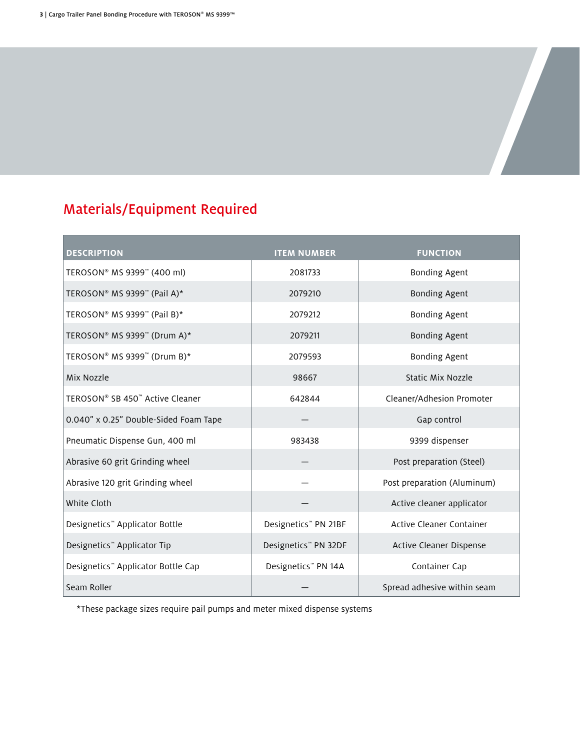## Materials/Equipment Required

| DESCRIPTION | ITEM NUMBER | FUNCTION |
|---|---|---|
| TEROSON® MS 9399™ (400 ml) | 2081733 | Bonding Agent |
| TEROSON® MS 9399™ (Pail A)* | 2079210 | Bonding Agent |
| TEROSON® MS 9399™ (Pail B)* | 2079212 | Bonding Agent |
| TEROSON® MS 9399™ (Drum A)* | 2079211 | Bonding Agent |
| TEROSON® MS 9399™ (Drum B)* | 2079593 | Bonding Agent |
| Mix Nozzle | 98667 | Static Mix Nozzle |
| TEROSON® SB 450™ Active Cleaner | 642844 | Cleaner/Adhesion Promoter |
| 0.040" x 0.25" Double-Sided Foam Tape | — | Gap control |
| Pneumatic Dispense Gun, 400 ml | 983438 | 9399 dispenser |
| Abrasive 60 grit Grinding wheel | — | Post preparation (Steel) |
| Abrasive 120 grit Grinding wheel | — | Post preparation (Aluminum) |
| White Cloth | — | Active cleaner applicator |
| Designetics™ Applicator Bottle | Designetics™ PN 21BF | Active Cleaner Container |
| Designetics™ Applicator Tip | Designetics™ PN 32DF | Active Cleaner Dispense |
| Designetics™ Applicator Bottle Cap | Designetics™ PN 14A | Container Cap |
| Seam Roller | — | Spread adhesive within seam |

*These package sizes require pail pumps and meter mixed dispense systems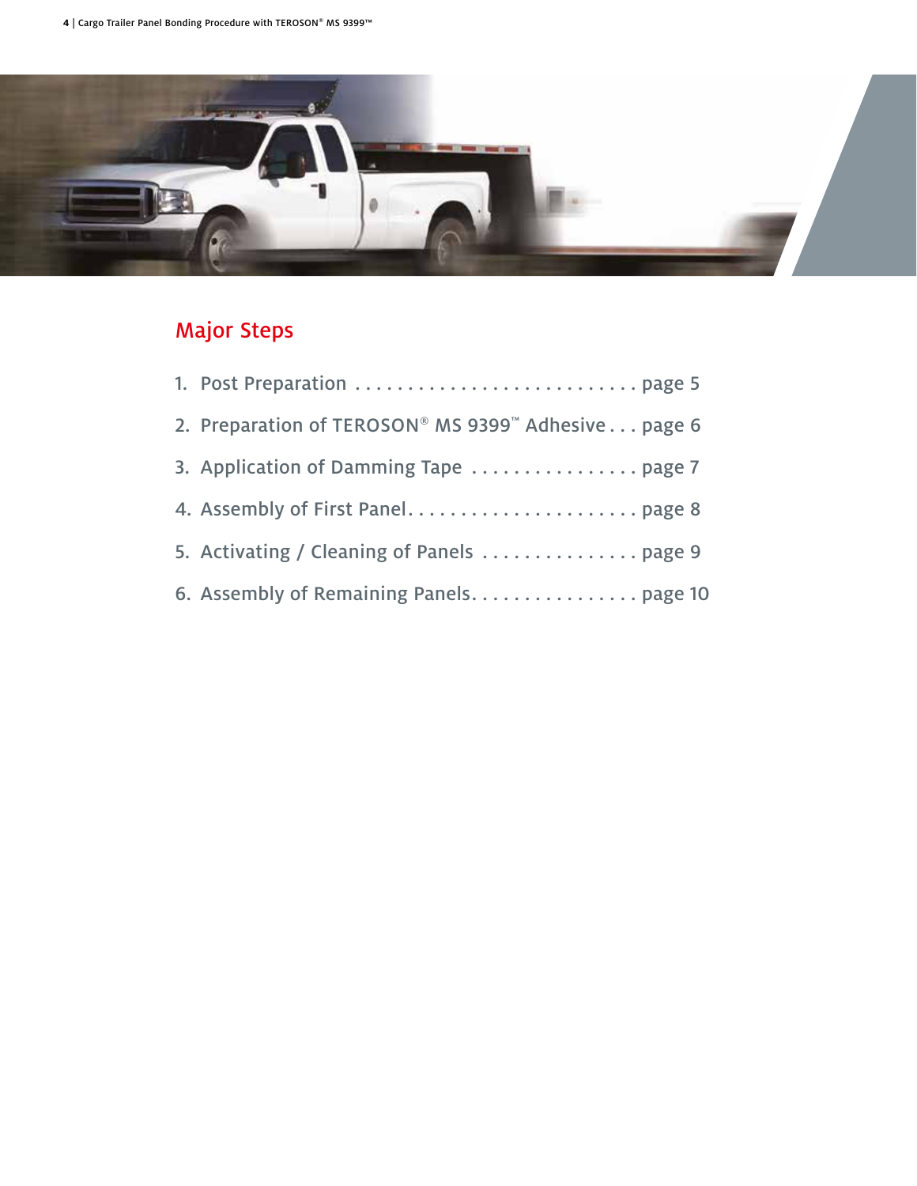## Major Steps

1. Post Preparation . . . . . . . . . . . . . . . . . . . . . . . . . . . page 5
2. Preparation of TEROSON® MS 9399™ Adhesive . . . page 6
3. Application of Damming Tape . . . . . . . . . . . . . . . . page 7
4. Assembly of First Panel. . . . . . . . . . . . . . . . . . . . . . page 8
5. Activating / Cleaning of Panels . . . . . . . . . . . . . . . page 9
6. Assembly of Remaining Panels. . . . . . . . . . . . . . . . page 10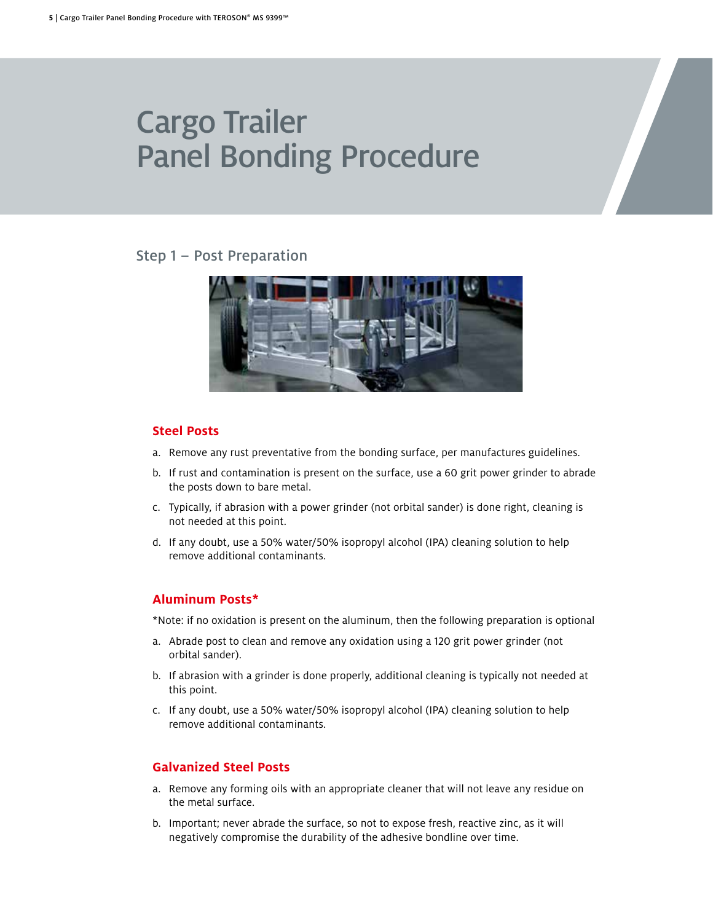# Cargo Trailer Panel Bonding Procedure

## Step 1 – Post Preparation

### Steel Posts

a. Remove any rust preventative from the bonding surface, per manufactures guidelines.

b. If rust and contamination is present on the surface, use a 60 grit power grinder to abrade the posts down to bare metal.

c. Typically, if abrasion with a power grinder (not orbital sander) is done right, cleaning is not needed at this point.

d. If any doubt, use a 50% water/50% isopropyl alcohol (IPA) cleaning solution to help remove additional contaminants.

### Aluminum Posts*

*Note: if no oxidation is present on the aluminum, then the following preparation is optional

a. Abrade post to clean and remove any oxidation using a 120 grit power grinder (not orbital sander).

b. If abrasion with a grinder is done properly, additional cleaning is typically not needed at this point.

c. If any doubt, use a 50% water/50% isopropyl alcohol (IPA) cleaning solution to help remove additional contaminants.

### Galvanized Steel Posts

a. Remove any forming oils with an appropriate cleaner that will not leave any residue on the metal surface.

b. Important; never abrade the surface, so not to expose fresh, reactive zinc, as it will negatively compromise the durability of the adhesive bondline over time.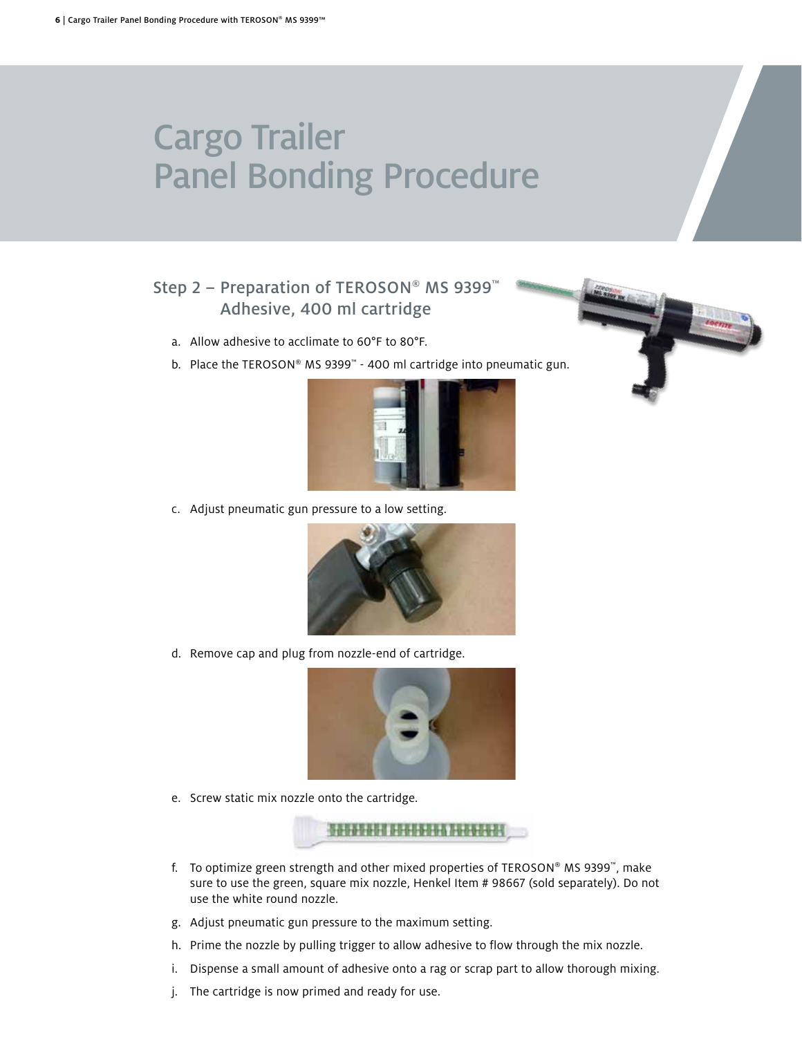# Cargo Trailer Panel Bonding Procedure

## Step 2 – Preparation of TEROSON® MS 9399™ Adhesive, 400 ml cartridge

a. Allow adhesive to acclimate to 60°F to 80°F.

b. Place the TEROSON® MS 9399™ - 400 ml cartridge into pneumatic gun.

c. Adjust pneumatic gun pressure to a low setting.

d. Remove cap and plug from nozzle-end of cartridge.

e. Screw static mix nozzle onto the cartridge.

f. To optimize green strength and other mixed properties of TEROSON® MS 9399™, make sure to use the green, square mix nozzle, Henkel Item # 98667 (sold separately). Do not use the white round nozzle.

g. Adjust pneumatic gun pressure to the maximum setting.

h. Prime the nozzle by pulling trigger to allow adhesive to flow through the mix nozzle.

i. Dispense a small amount of adhesive onto a rag or scrap part to allow thorough mixing.

j. The cartridge is now primed and ready for use.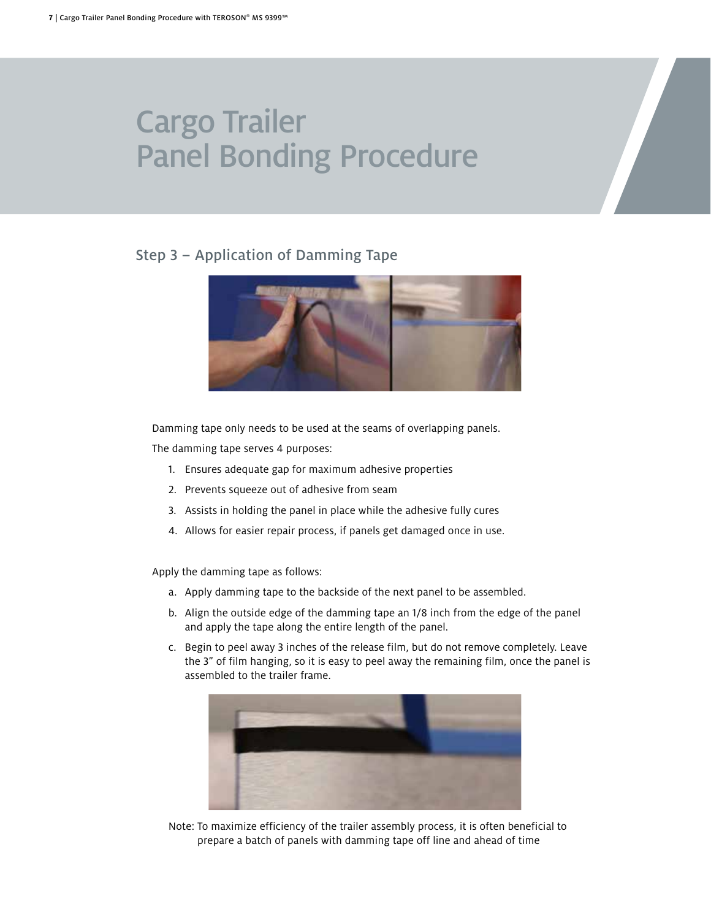# Cargo Trailer Panel Bonding Procedure

## Step 3 – Application of Damming Tape

Damming tape only needs to be used at the seams of overlapping panels.

The damming tape serves 4 purposes:

1. Ensures adequate gap for maximum adhesive properties
2. Prevents squeeze out of adhesive from seam
3. Assists in holding the panel in place while the adhesive fully cures
4. Allows for easier repair process, if panels get damaged once in use.

Apply the damming tape as follows:

a. Apply damming tape to the backside of the next panel to be assembled.
b. Align the outside edge of the damming tape an 1/8 inch from the edge of the panel and apply the tape along the entire length of the panel.
c. Begin to peel away 3 inches of the release film, but do not remove completely. Leave the 3" of film hanging, so it is easy to peel away the remaining film, once the panel is assembled to the trailer frame.

Note: To maximize efficiency of the trailer assembly process, it is often beneficial to prepare a batch of panels with damming tape off line and ahead of time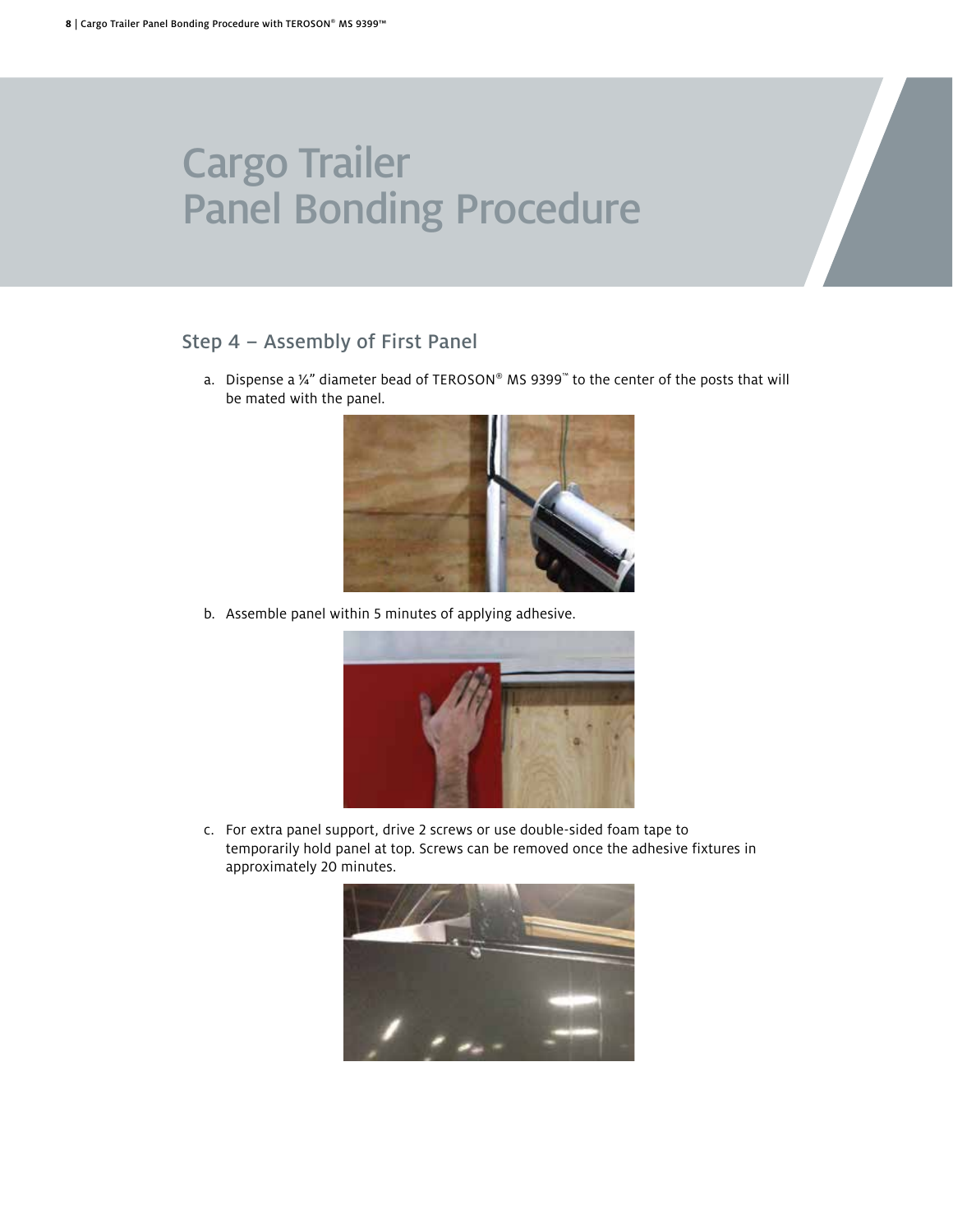# Cargo Trailer Panel Bonding Procedure

## Step 4 – Assembly of First Panel

a. Dispense a ¼" diameter bead of TEROSON® MS 9399™ to the center of the posts that will be mated with the panel.

b. Assemble panel within 5 minutes of applying adhesive.

c. For extra panel support, drive 2 screws or use double-sided foam tape to temporarily hold panel at top. Screws can be removed once the adhesive fixtures in approximately 20 minutes.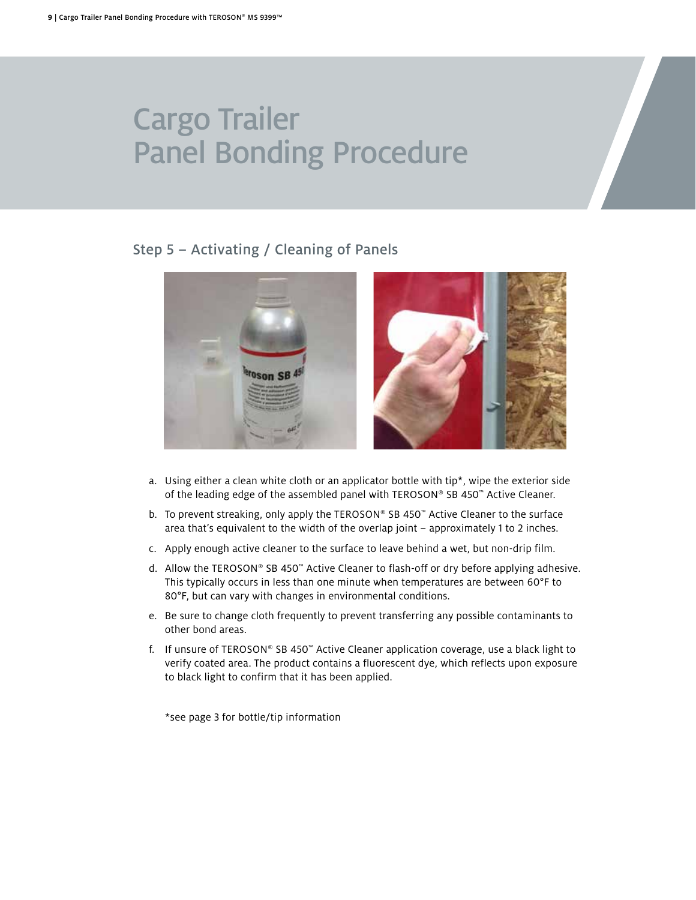# Cargo Trailer Panel Bonding Procedure

## Step 5 – Activating / Cleaning of Panels

a. Using either a clean white cloth or an applicator bottle with tip*, wipe the exterior side of the leading edge of the assembled panel with TEROSON® SB 450™ Active Cleaner.

b. To prevent streaking, only apply the TEROSON® SB 450™ Active Cleaner to the surface area that's equivalent to the width of the overlap joint – approximately 1 to 2 inches.

c. Apply enough active cleaner to the surface to leave behind a wet, but non-drip film.

d. Allow the TEROSON® SB 450™ Active Cleaner to flash-off or dry before applying adhesive. This typically occurs in less than one minute when temperatures are between 60°F to 80°F, but can vary with changes in environmental conditions.

e. Be sure to change cloth frequently to prevent transferring any possible contaminants to other bond areas.

f. If unsure of TEROSON® SB 450™ Active Cleaner application coverage, use a black light to verify coated area. The product contains a fluorescent dye, which reflects upon exposure to black light to confirm that it has been applied.

*see page 3 for bottle/tip information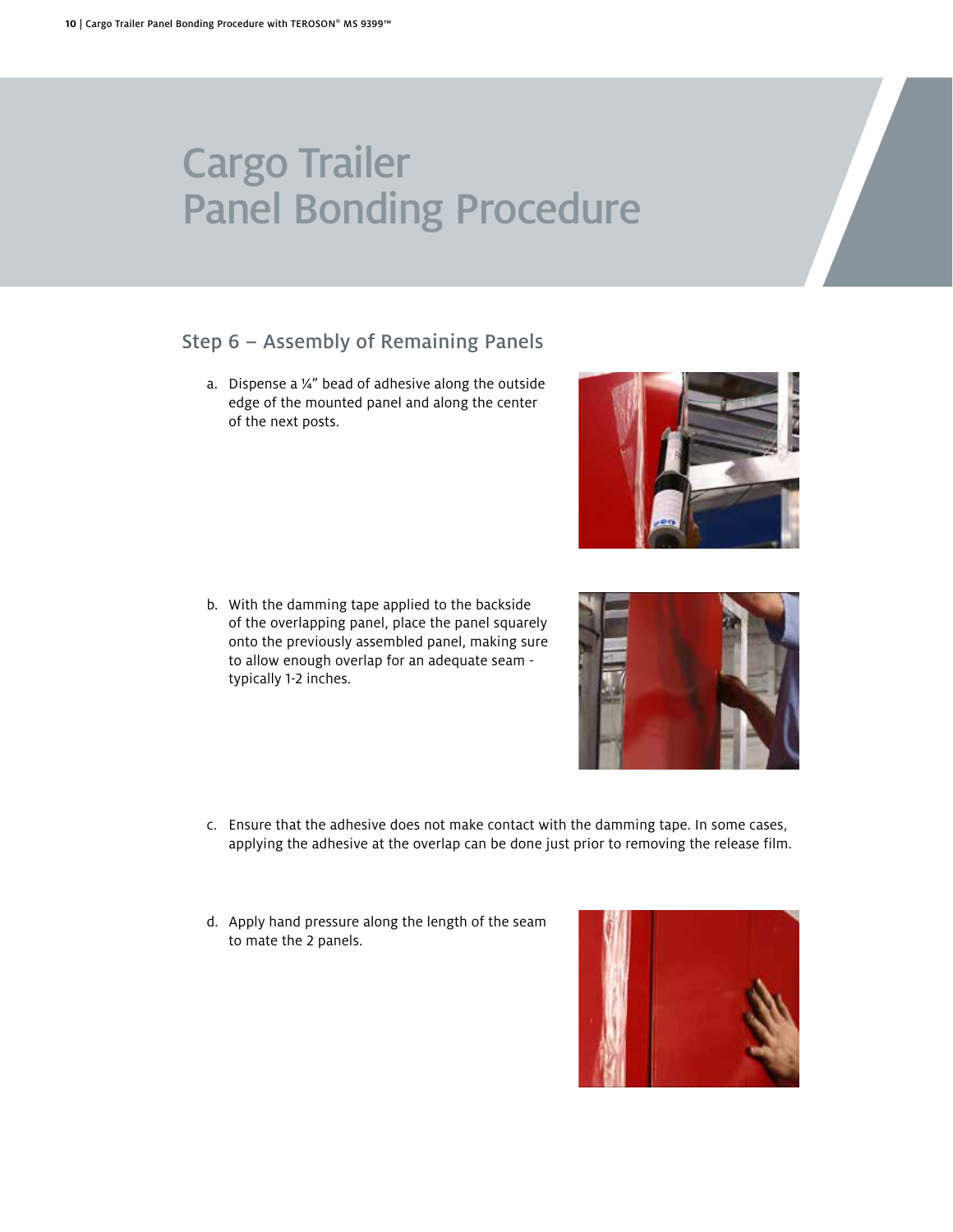# Cargo Trailer Panel Bonding Procedure

## Step 6 – Assembly of Remaining Panels

a. Dispense a ¼" bead of adhesive along the outside edge of the mounted panel and along the center of the next posts.

b. With the damming tape applied to the backside of the overlapping panel, place the panel squarely onto the previously assembled panel, making sure to allow enough overlap for an adequate seam - typically 1-2 inches.

c. Ensure that the adhesive does not make contact with the damming tape. In some cases, applying the adhesive at the overlap can be done just prior to removing the release film.

d. Apply hand pressure along the length of the seam to mate the 2 panels.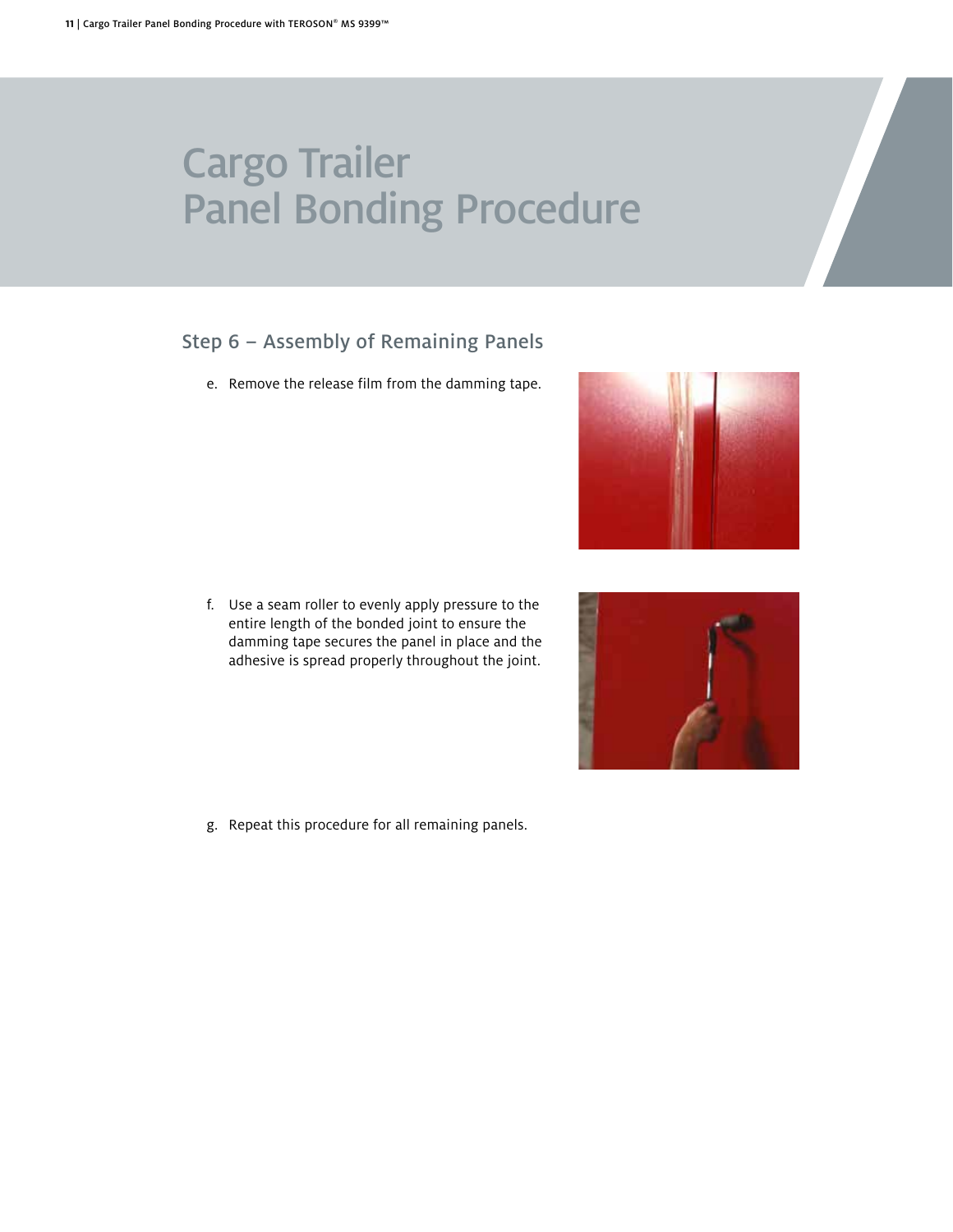# Cargo Trailer Panel Bonding Procedure

## Step 6 – Assembly of Remaining Panels

e. Remove the release film from the damming tape.

f. Use a seam roller to evenly apply pressure to the entire length of the bonded joint to ensure the damming tape secures the panel in place and the adhesive is spread properly throughout the joint.

g. Repeat this procedure for all remaining panels.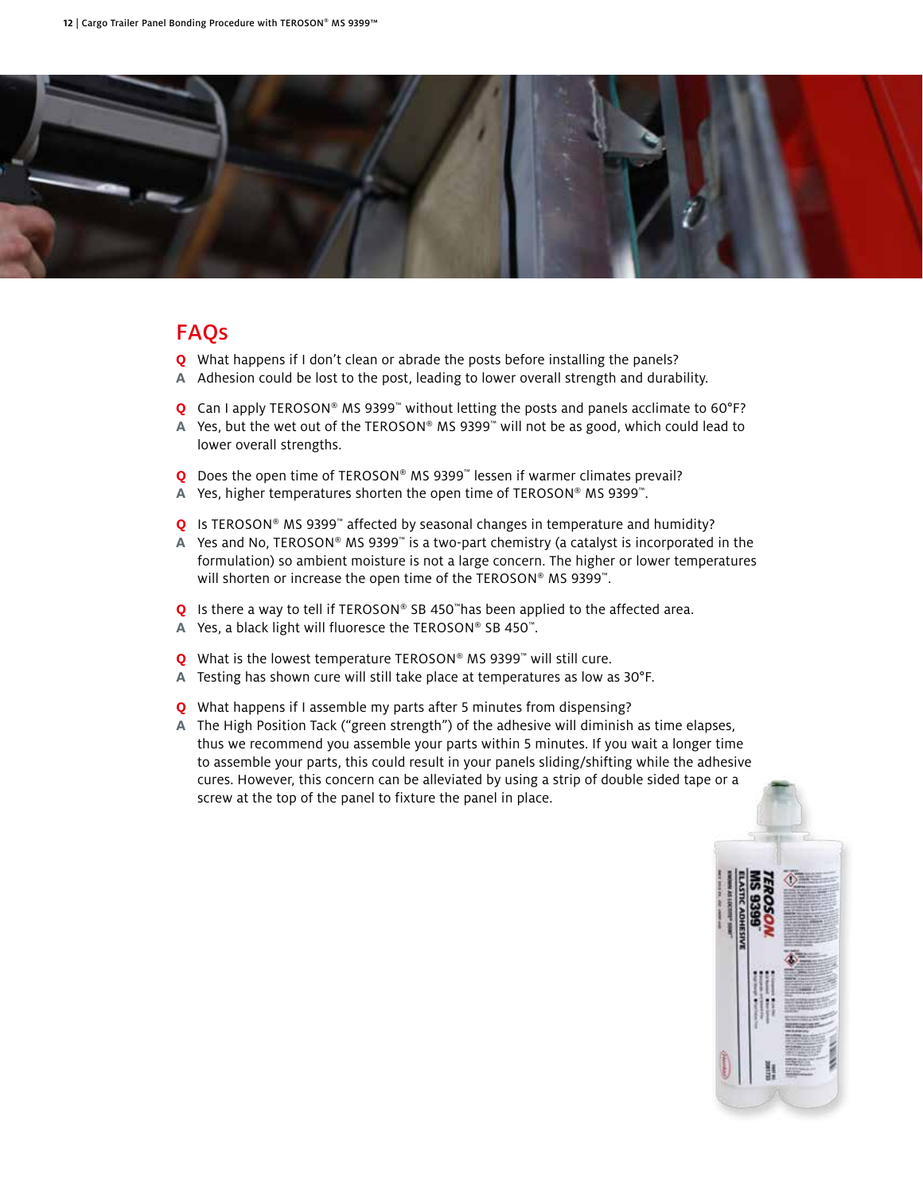## FAQs

**Q** What happens if I don't clean or abrade the posts before installing the panels?
**A** Adhesion could be lost to the post, leading to lower overall strength and durability.

**Q** Can I apply TEROSON® MS 9399™ without letting the posts and panels acclimate to 60°F?
**A** Yes, but the wet out of the TEROSON® MS 9399™ will not be as good, which could lead to lower overall strengths.

**Q** Does the open time of TEROSON® MS 9399™ lessen if warmer climates prevail?
**A** Yes, higher temperatures shorten the open time of TEROSON® MS 9399™.

**Q** Is TEROSON® MS 9399™ affected by seasonal changes in temperature and humidity?
**A** Yes and No, TEROSON® MS 9399™ is a two-part chemistry (a catalyst is incorporated in the formulation) so ambient moisture is not a large concern. The higher or lower temperatures will shorten or increase the open time of the TEROSON® MS 9399™.

**Q** Is there a way to tell if TEROSON® SB 450™has been applied to the affected area.
**A** Yes, a black light will fluoresce the TEROSON® SB 450™.

**Q** What is the lowest temperature TEROSON® MS 9399™ will still cure.
**A** Testing has shown cure will still take place at temperatures as low as 30°F.

**Q** What happens if I assemble my parts after 5 minutes from dispensing?
**A** The High Position Tack ("green strength") of the adhesive will diminish as time elapses, thus we recommend you assemble your parts within 5 minutes. If you wait a longer time to assemble your parts, this could result in your panels sliding/shifting while the adhesive cures. However, this concern can be alleviated by using a strip of double sided tape or a screw at the top of the panel to fixture the panel in place.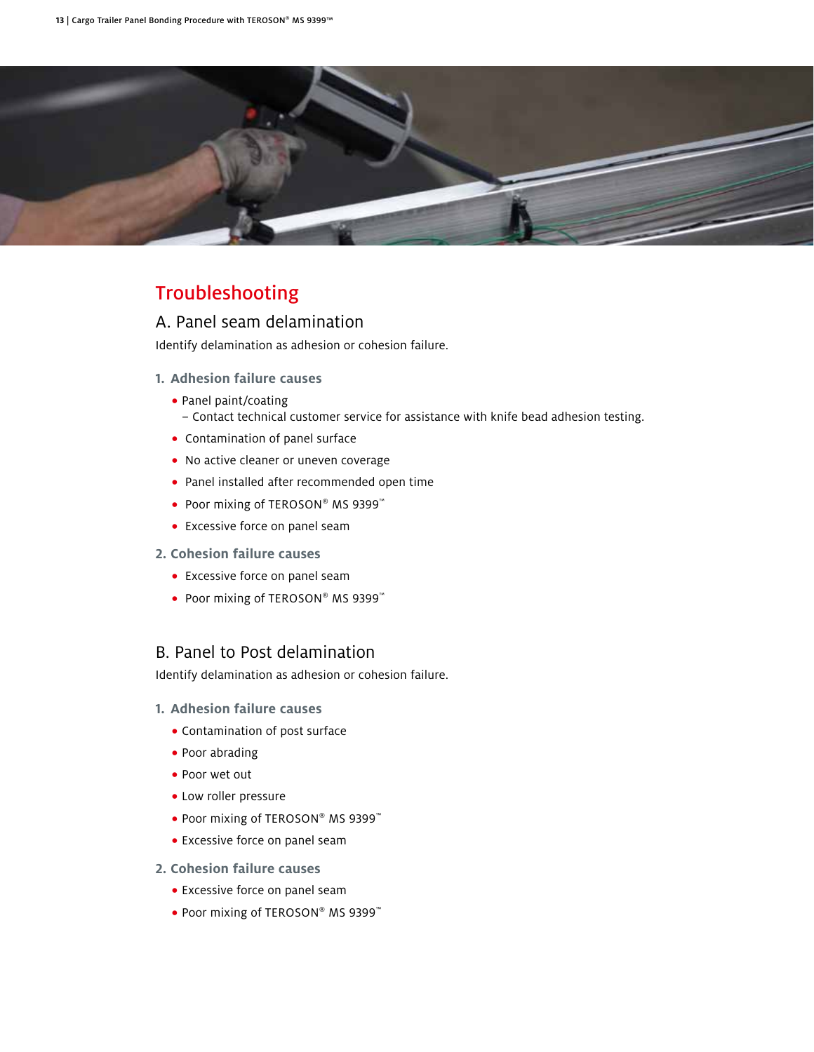# Troubleshooting

## A. Panel seam delamination

Identify delamination as adhesion or cohesion failure.

### 1. Adhesion failure causes

- Panel paint/coating
  – Contact technical customer service for assistance with knife bead adhesion testing.
- Contamination of panel surface
- No active cleaner or uneven coverage
- Panel installed after recommended open time
- Poor mixing of TEROSON® MS 9399™
- Excessive force on panel seam

### 2. Cohesion failure causes

- Excessive force on panel seam
- Poor mixing of TEROSON® MS 9399™

## B. Panel to Post delamination

Identify delamination as adhesion or cohesion failure.

### 1. Adhesion failure causes

- Contamination of post surface
- Poor abrading
- Poor wet out
- Low roller pressure
- Poor mixing of TEROSON® MS 9399™
- Excessive force on panel seam

### 2. Cohesion failure causes

- Excessive force on panel seam
- Poor mixing of TEROSON® MS 9399™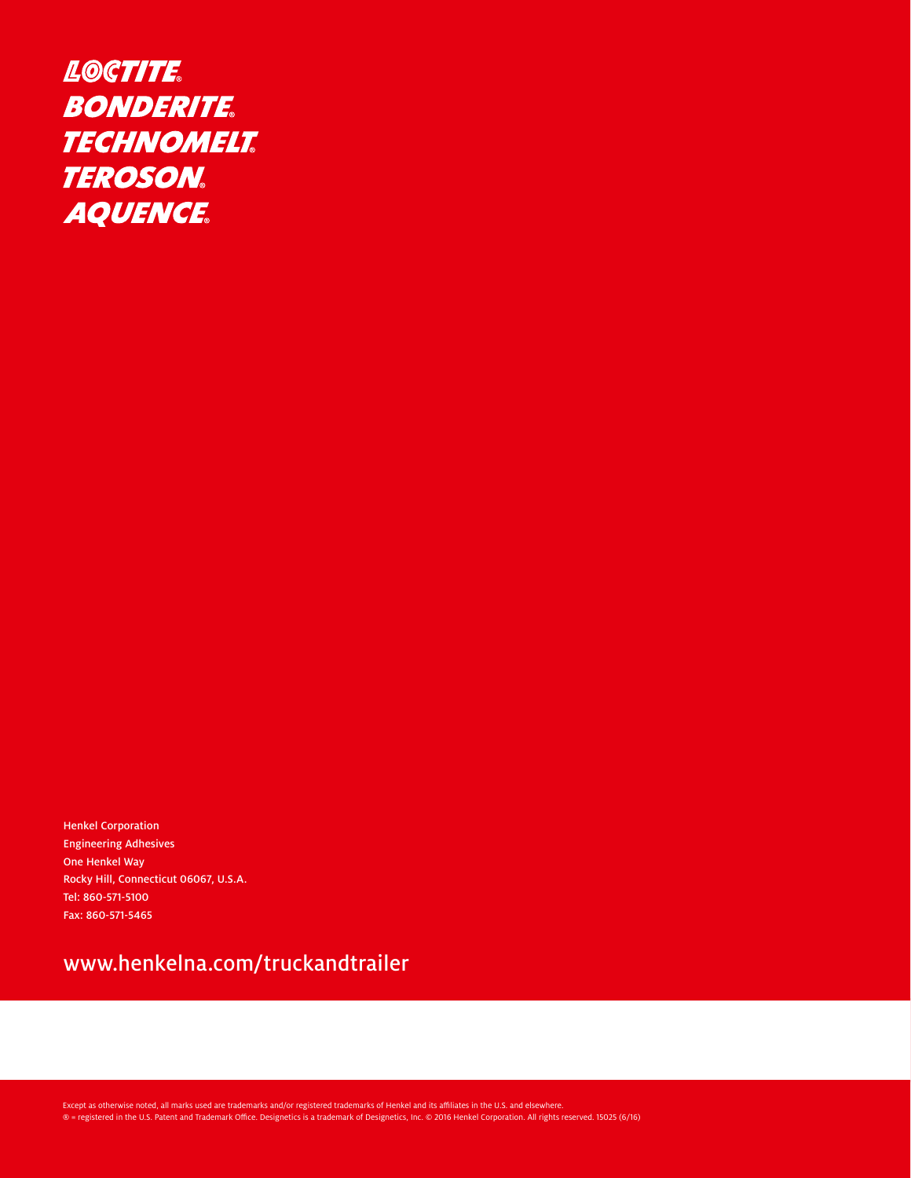LOCTITE®
BONDERITE®
TECHNOMELT®
TEROSON®
AQUENCE®

Henkel Corporation
Engineering Adhesives
One Henkel Way
Rocky Hill, Connecticut 06067, U.S.A.
Tel: 860-571-5100
Fax: 860-571-5465

www.henkelna.com/truckandtrailer

Except as otherwise noted, all marks used are trademarks and/or registered trademarks of Henkel and its affiliates in the U.S. and elsewhere.
® = registered in the U.S. Patent and Trademark Office. Designetics is a trademark of Designetics, Inc. © 2016 Henkel Corporation. All rights reserved. 15025 (6/16)